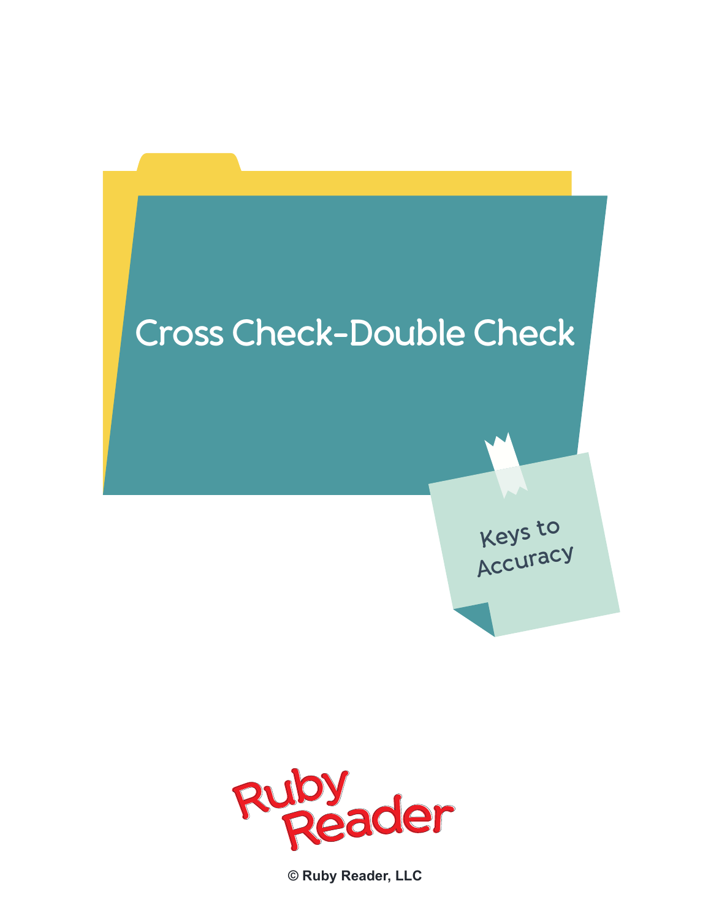# Cross Check-Double Check

Keys to Accuracy

Ruby Reader

© Ruby Reader, LLC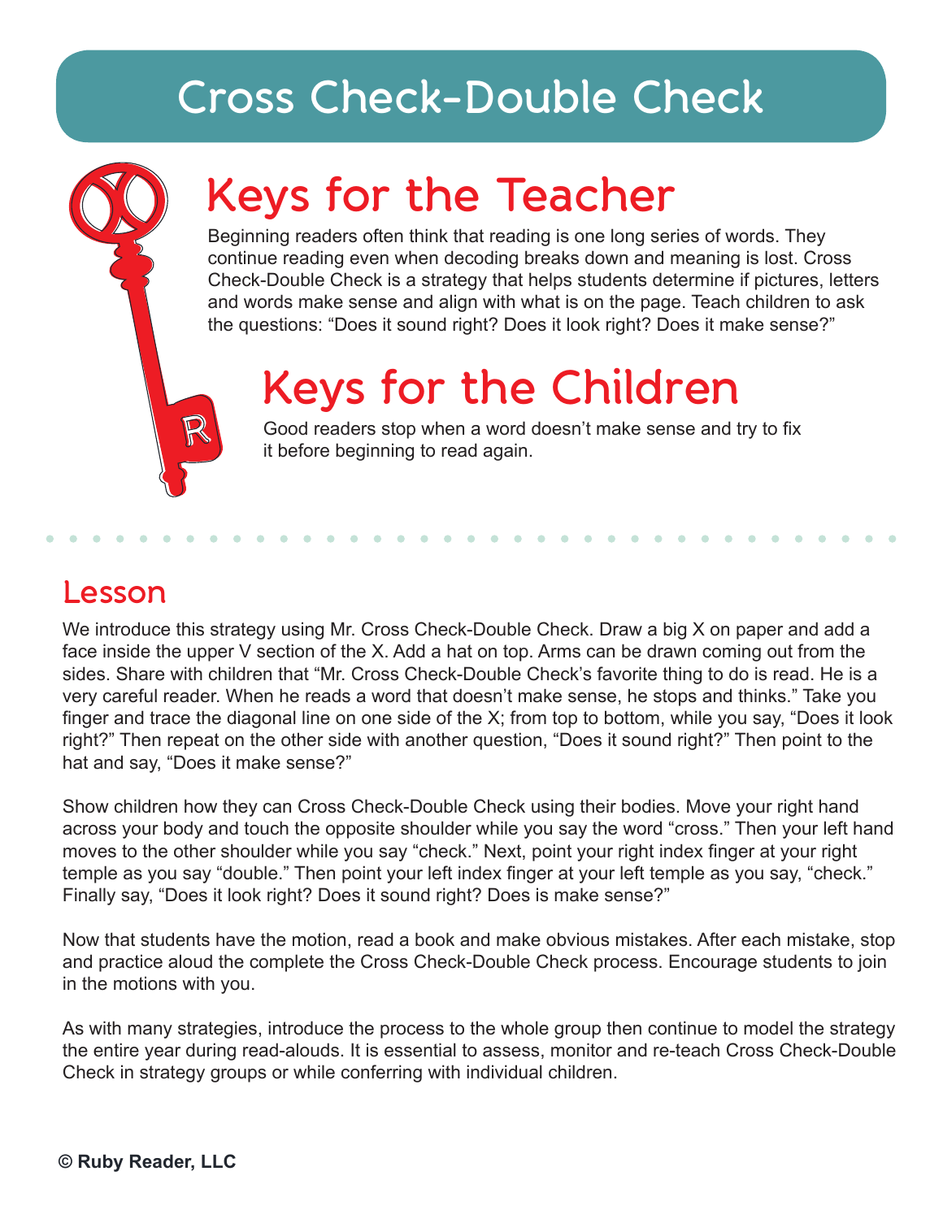# Cross Check-Double Check

## Keys for the Teacher

Beginning readers often think that reading is one long series of words. They continue reading even when decoding breaks down and meaning is lost. Cross Check-Double Check is a strategy that helps students determine if pictures, letters and words make sense and align with what is on the page. Teach children to ask the questions: "Does it sound right? Does it look right? Does it make sense?"

## Keys for the Children

Good readers stop when a word doesn't make sense and try to fix it before beginning to read again.

## Lesson

We introduce this strategy using Mr. Cross Check-Double Check. Draw a big X on paper and add a face inside the upper V section of the X. Add a hat on top. Arms can be drawn coming out from the sides. Share with children that "Mr. Cross Check-Double Check's favorite thing to do is read. He is a very careful reader. When he reads a word that doesn't make sense, he stops and thinks." Take you finger and trace the diagonal line on one side of the X; from top to bottom, while you say, "Does it look right?" Then repeat on the other side with another question, "Does it sound right?" Then point to the hat and say, "Does it make sense?"

Show children how they can Cross Check-Double Check using their bodies. Move your right hand across your body and touch the opposite shoulder while you say the word "cross." Then your left hand moves to the other shoulder while you say "check." Next, point your right index finger at your right temple as you say "double." Then point your left index finger at your left temple as you say, "check." Finally say, "Does it look right? Does it sound right? Does is make sense?"

Now that students have the motion, read a book and make obvious mistakes. After each mistake, stop and practice aloud the complete the Cross Check-Double Check process. Encourage students to join in the motions with you.

As with many strategies, introduce the process to the whole group then continue to model the strategy the entire year during read-alouds. It is essential to assess, monitor and re-teach Cross Check-Double Check in strategy groups or while conferring with individual children.

**© Ruby Reader, LLC**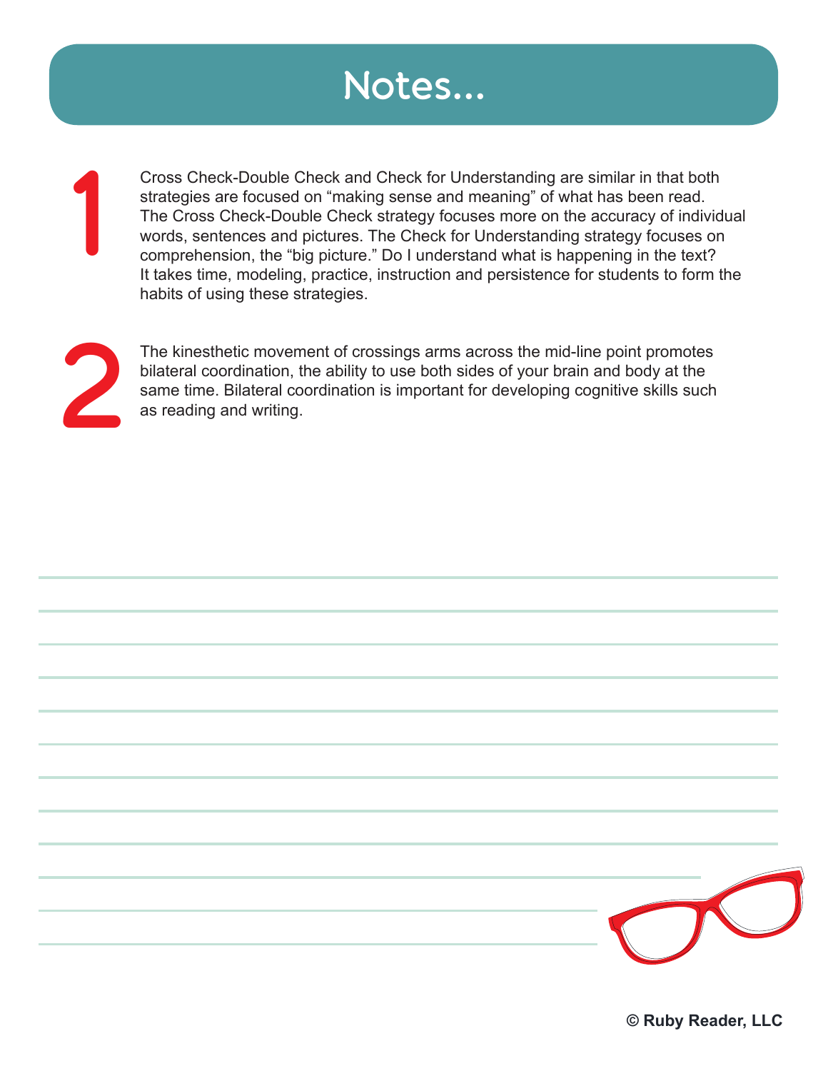# Notes...

1. Cross Check-Double Check and Check for Understanding are similar in that both strategies are focused on "making sense and meaning" of what has been read. The Cross Check-Double Check strategy focuses more on the accuracy of individual words, sentences and pictures. The Check for Understanding strategy focuses on comprehension, the "big picture." Do I understand what is happening in the text? It takes time, modeling, practice, instruction and persistence for students to form the habits of using these strategies.

2. The kinesthetic movement of crossings arms across the mid-line point promotes bilateral coordination, the ability to use both sides of your brain and body at the same time. Bilateral coordination is important for developing cognitive skills such as reading and writing.

© Ruby Reader, LLC